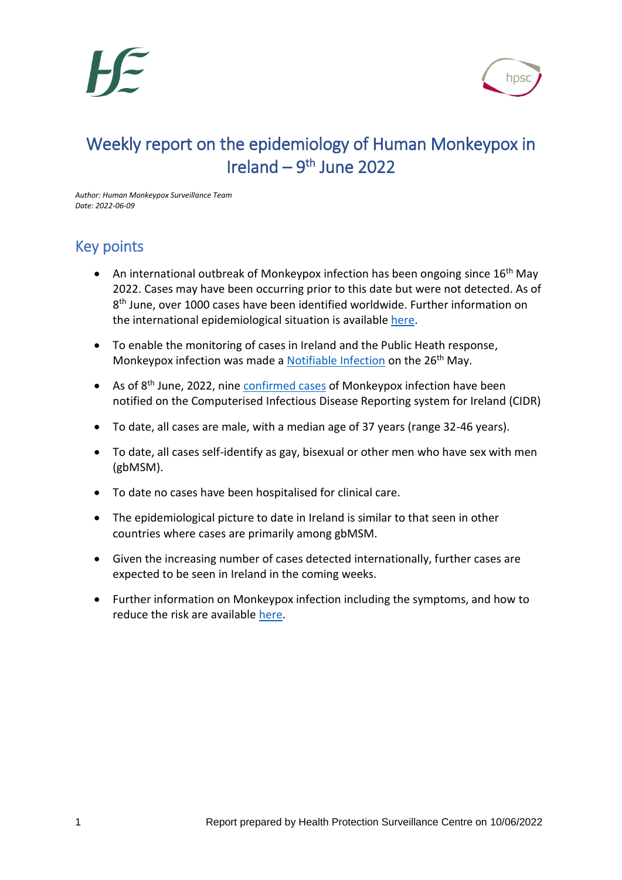# Weekly report on the epidemiology of Human Monkeypox in Ireland – 9th June 2022

*Author: Human Monkeypox Surveillance Team*
*Date: 2022-06-09*

## Key points

- An international outbreak of Monkeypox infection has been ongoing since 16th May 2022. Cases may have been occurring prior to this date but were not detected. As of 8th June, over 1000 cases have been identified worldwide. Further information on the international epidemiological situation is available here.
- To enable the monitoring of cases in Ireland and the Public Heath response, Monkeypox infection was made a Notifiable Infection on the 26th May.
- As of 8th June, 2022, nine confirmed cases of Monkeypox infection have been notified on the Computerised Infectious Disease Reporting system for Ireland (CIDR)
- To date, all cases are male, with a median age of 37 years (range 32-46 years).
- To date, all cases self-identify as gay, bisexual or other men who have sex with men (gbMSM).
- To date no cases have been hospitalised for clinical care.
- The epidemiological picture to date in Ireland is similar to that seen in other countries where cases are primarily among gbMSM.
- Given the increasing number of cases detected internationally, further cases are expected to be seen in Ireland in the coming weeks.
- Further information on Monkeypox infection including the symptoms, and how to reduce the risk are available here.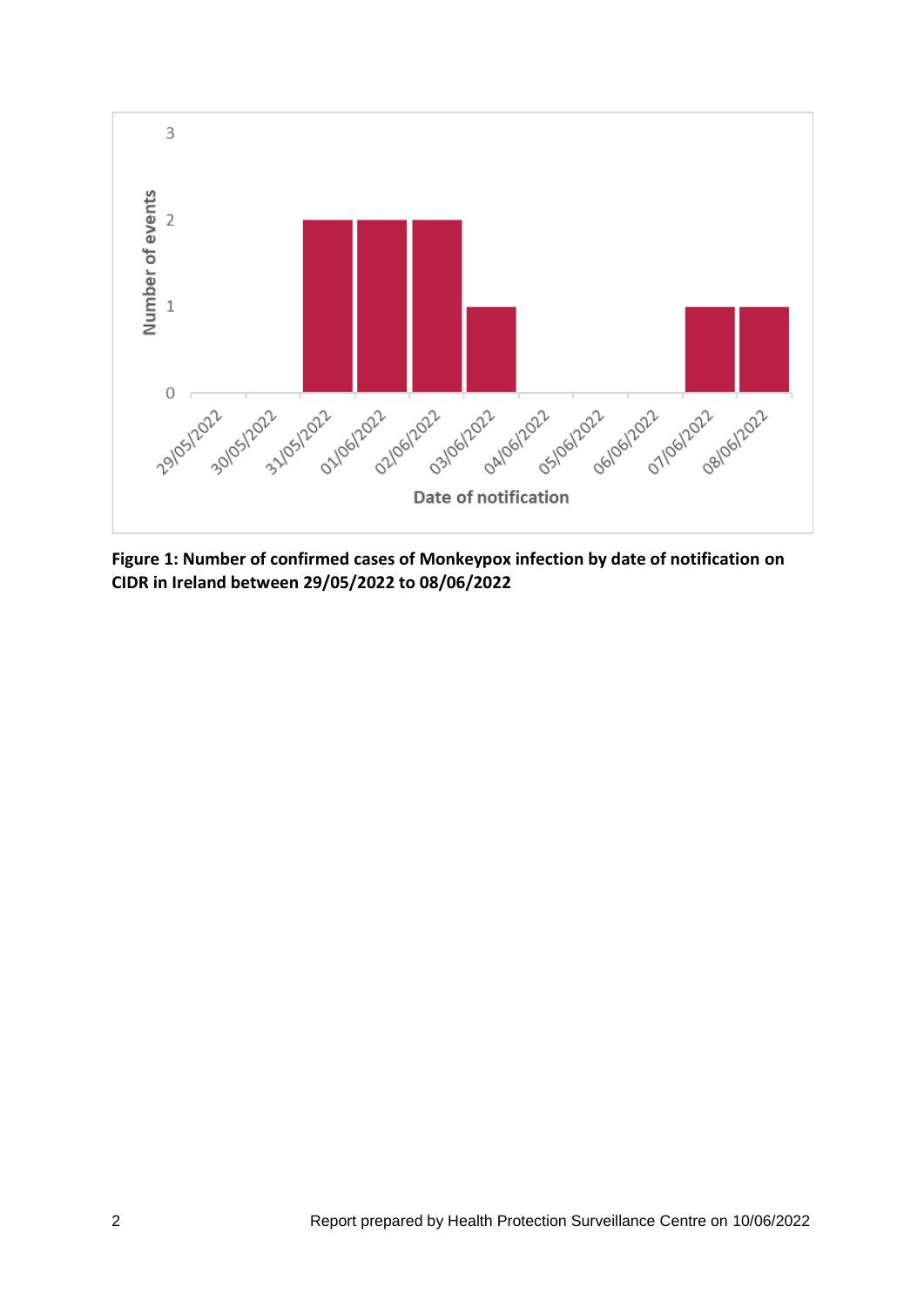**Figure 1: Number of confirmed cases of Monkeypox infection by date of notification on CIDR in Ireland between 29/05/2022 to 08/06/2022**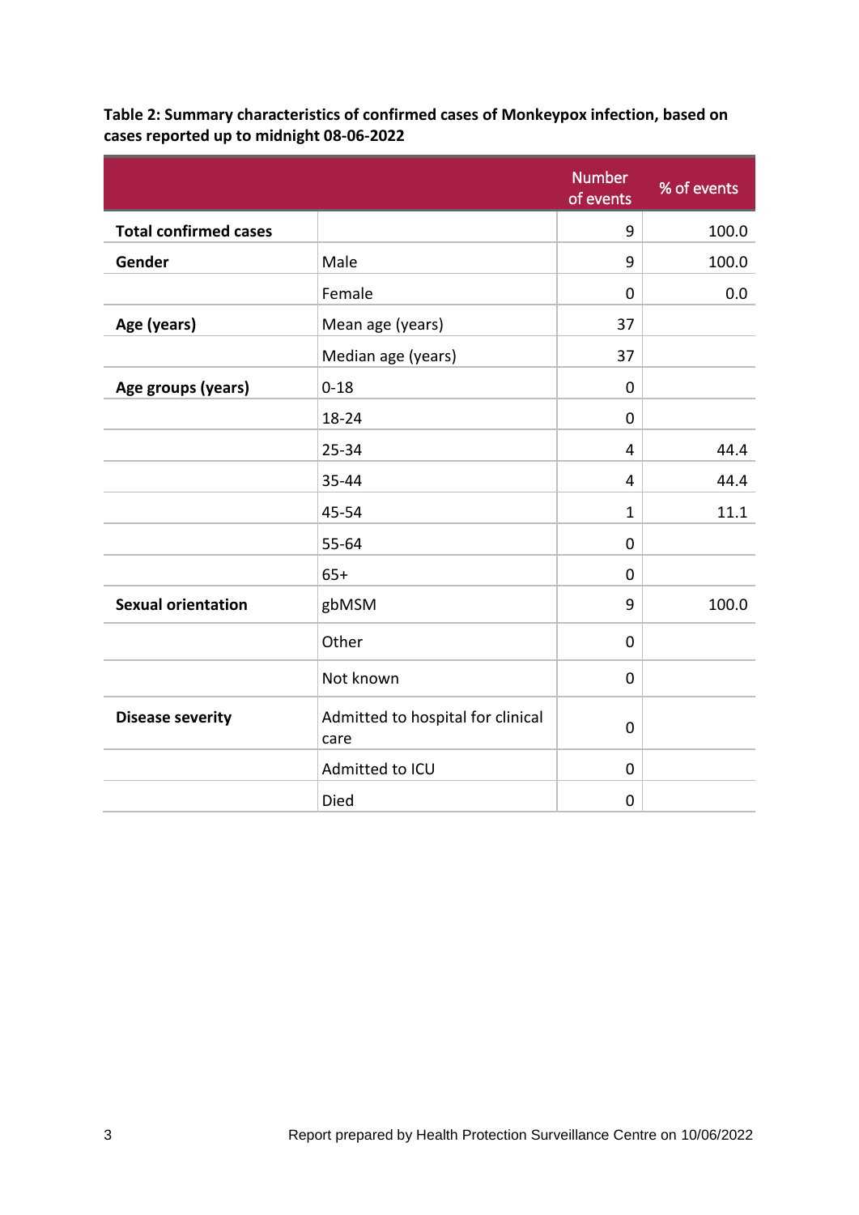**Table 2: Summary characteristics of confirmed cases of Monkeypox infection, based on cases reported up to midnight 08-06-2022**

| | | Number of events | % of events |
|---|---|---|---|
| **Total confirmed cases** | | 9 | 100.0 |
| **Gender** | Male | 9 | 100.0 |
| | Female | 0 | 0.0 |
| **Age (years)** | Mean age (years) | 37 | |
| | Median age (years) | 37 | |
| **Age groups (years)** | 0-18 | 0 | |
| | 18-24 | 0 | |
| | 25-34 | 4 | 44.4 |
| | 35-44 | 4 | 44.4 |
| | 45-54 | 1 | 11.1 |
| | 55-64 | 0 | |
| | 65+ | 0 | |
| **Sexual orientation** | gbMSM | 9 | 100.0 |
| | Other | 0 | |
| | Not known | 0 | |
| **Disease severity** | Admitted to hospital for clinical care | 0 | |
| | Admitted to ICU | 0 | |
| | Died | 0 | |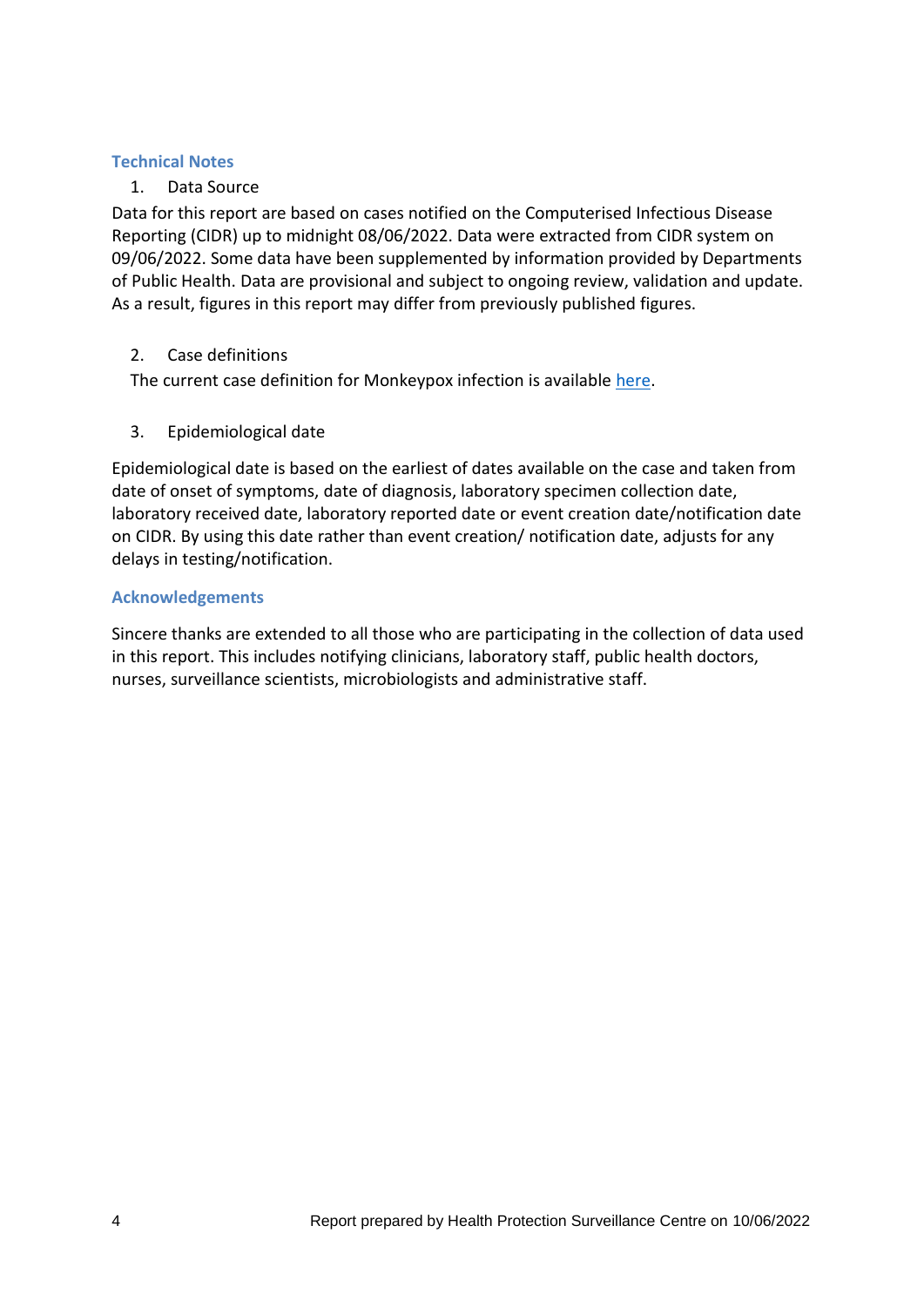## Technical Notes

1. Data Source

Data for this report are based on cases notified on the Computerised Infectious Disease Reporting (CIDR) up to midnight 08/06/2022. Data were extracted from CIDR system on 09/06/2022. Some data have been supplemented by information provided by Departments of Public Health. Data are provisional and subject to ongoing review, validation and update. As a result, figures in this report may differ from previously published figures.

2. Case definitions

The current case definition for Monkeypox infection is available here.

3. Epidemiological date

Epidemiological date is based on the earliest of dates available on the case and taken from date of onset of symptoms, date of diagnosis, laboratory specimen collection date, laboratory received date, laboratory reported date or event creation date/notification date on CIDR. By using this date rather than event creation/ notification date, adjusts for any delays in testing/notification.

## Acknowledgements

Sincere thanks are extended to all those who are participating in the collection of data used in this report. This includes notifying clinicians, laboratory staff, public health doctors, nurses, surveillance scientists, microbiologists and administrative staff.